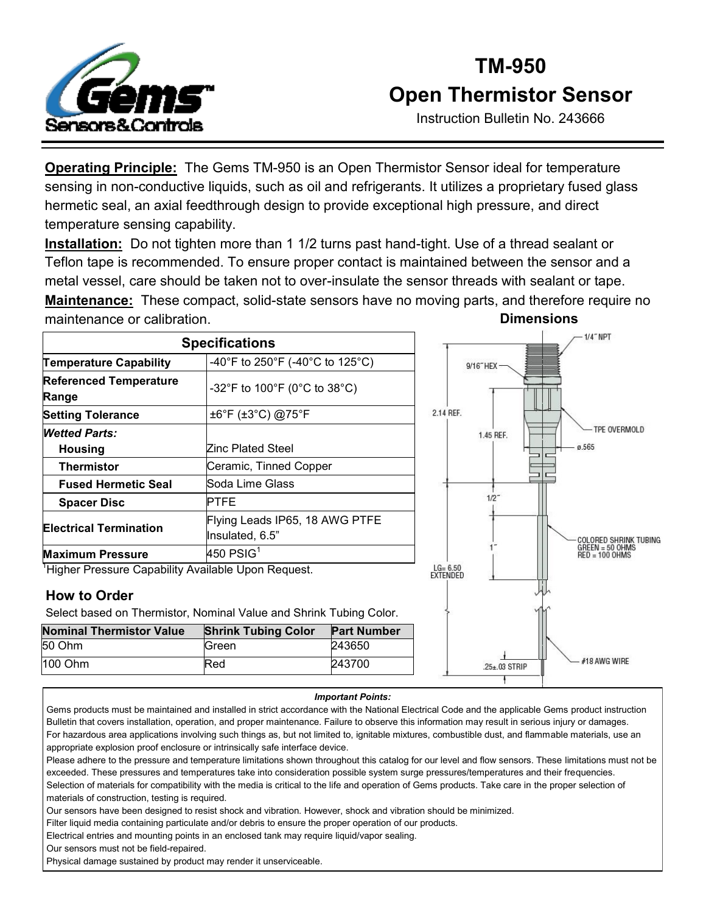# TM-950
# Open Thermistor Sensor

Instruction Bulletin No. 243666

**Operating Principle:** The Gems TM-950 is an Open Thermistor Sensor ideal for temperature sensing in non-conductive liquids, such as oil and refrigerants. It utilizes a proprietary fused glass hermetic seal, an axial feedthrough design to provide exceptional high pressure, and direct temperature sensing capability.

**Installation:** Do not tighten more than 1 1/2 turns past hand-tight. Use of a thread sealant or Teflon tape is recommended. To ensure proper contact is maintained between the sensor and a metal vessel, care should be taken not to over-insulate the sensor threads with sealant or tape.

**Maintenance:** These compact, solid-state sensors have no moving parts, and therefore require no maintenance or calibration.

| Specifications | |
|---|---|
| **Temperature Capability** | -40°F to 250°F (-40°C to 125°C) |
| **Referenced Temperature Range** | -32°F to 100°F (0°C to 38°C) |
| **Setting Tolerance** | ±6°F (±3°C) @75°F |
| ***Wetted Parts:*** | |
| **Housing** | Zinc Plated Steel |
| **Thermistor** | Ceramic, Tinned Copper |
| **Fused Hermetic Seal** | Soda Lime Glass |
| **Spacer Disc** | PTFE |
| **Electrical Termination** | Flying Leads IP65, 18 AWG PTFE Insulated, 6.5" |
| **Maximum Pressure** | 450 PSIG[1] |

[1]Higher Pressure Capability Available Upon Request.

## How to Order

Select based on Thermistor, Nominal Value and Shrink Tubing Color.

| Nominal Thermistor Value | Shrink Tubing Color | Part Number |
|---|---|---|
| 50 Ohm | Green | 243650 |
| 100 Ohm | Red | 243700 |

**Dimensions**

1/4" NPT
9/16" HEX
TPE OVERMOLD
ø.565
2.14 REF.
1.45 REF.
1/2"
1"
COLORED SHRINK TUBING
GREEN = 50 OHMS
RED = 100 OHMS
LG= 6.50 EXTENDED
#18 AWG WIRE
.25±.03 STRIP

***Important Points:***

Gems products must be maintained and installed in strict accordance with the National Electrical Code and the applicable Gems product instruction Bulletin that covers installation, operation, and proper maintenance. Failure to observe this information may result in serious injury or damages.
For hazardous area applications involving such things as, but not limited to, ignitable mixtures, combustible dust, and flammable materials, use an appropriate explosion proof enclosure or intrinsically safe interface device.
Please adhere to the pressure and temperature limitations shown throughout this catalog for our level and flow sensors. These limitations must not be exceeded. These pressures and temperatures take into consideration possible system surge pressures/temperatures and their frequencies.
Selection of materials for compatibility with the media is critical to the life and operation of Gems products. Take care in the proper selection of materials of construction, testing is required.
Our sensors have been designed to resist shock and vibration. However, shock and vibration should be minimized.
Filter liquid media containing particulate and/or debris to ensure the proper operation of our products.
Electrical entries and mounting points in an enclosed tank may require liquid/vapor sealing.
Our sensors must not be field-repaired.
Physical damage sustained by product may render it unserviceable.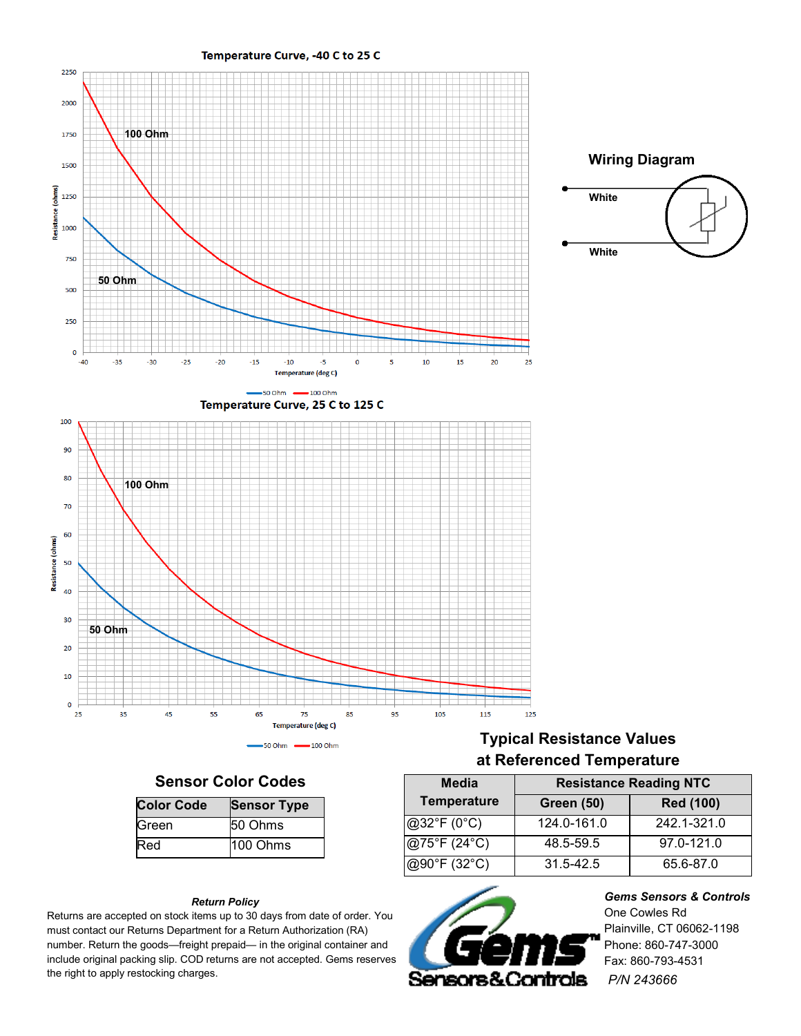## Temperature Curve, -40 C to 25 C

100 Ohm

50 Ohm

Resistance (ohms)

2250
2000
1750
1500
1250
1000
750
500
250
0

-40 -35 -30 -25 -20 -15 -10 -5 0 5 10 15 20 25

Temperature (deg C)

50 Ohm 100 Ohm

## Temperature Curve, 25 C to 125 C

100 Ohm

50 Ohm

Resistance (ohms)

100
90
80
70
60
50
40
30
20
10
0

25 35 45 55 65 75 85 95 105 115 125

Temperature (deg C)

50 Ohm 100 Ohm

## Wiring Diagram

White

White

## Sensor Color Codes

| Color Code | Sensor Type |
|---|---|
| Green | 50 Ohms |
| Red | 100 Ohms |

## Typical Resistance Values at Referenced Temperature

| Media Temperature | Resistance Reading NTC | |
|---|---|---|
| | Green (50) | Red (100) |
| @32°F (0°C) | 124.0-161.0 | 242.1-321.0 |
| @75°F (24°C) | 48.5-59.5 | 97.0-121.0 |
| @90°F (32°C) | 31.5-42.5 | 65.6-87.0 |

***Return Policy***

Returns are accepted on stock items up to 30 days from date of order. You must contact our Returns Department for a Return Authorization (RA) number. Return the goods—freight prepaid— in the original container and include original packing slip. COD returns are not accepted. Gems reserves the right to apply restocking charges.

Gems Sensors & Controls

***Gems Sensors & Controls***
One Cowles Rd
Plainville, CT 06062-1198
Phone: 860-747-3000
Fax: 860-793-4531
*P/N 243666*